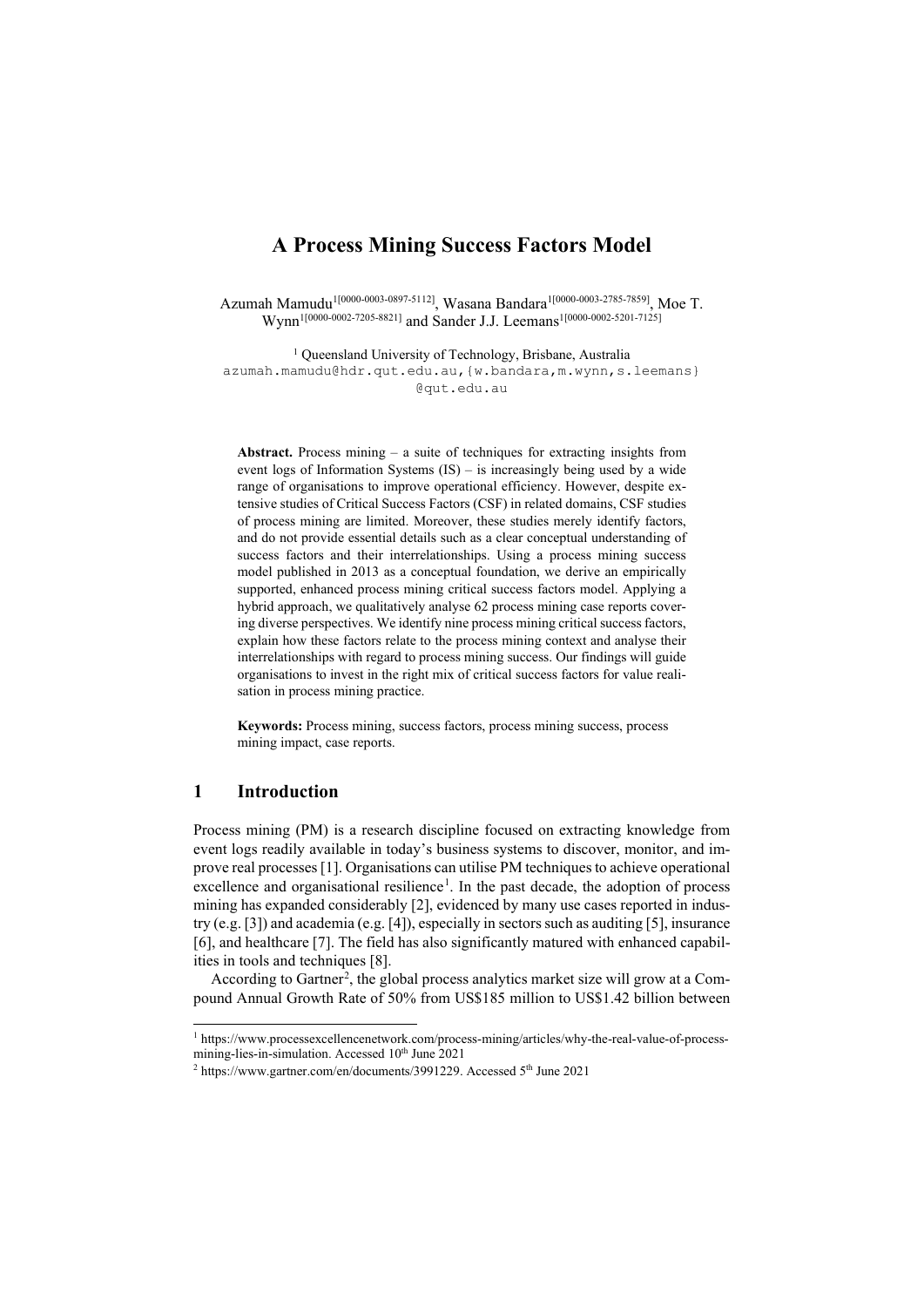# A Process Mining Success Factors Model

Azumah Mamudu[1[0000-0003-0897-5112]], Wasana Bandara[1[0000-0003-2785-7859]], Moe T. Wynn[1[0000-0002-7205-8821]] and Sander J.J. Leemans[1[0000-0002-5201-7125]]

[1] Queensland University of Technology, Brisbane, Australia
azumah.mamudu@hdr.qut.edu.au,{w.bandara,m.wynn,s.leemans}@qut.edu.au

**Abstract.** Process mining – a suite of techniques for extracting insights from event logs of Information Systems (IS) – is increasingly being used by a wide range of organisations to improve operational efficiency. However, despite extensive studies of Critical Success Factors (CSF) in related domains, CSF studies of process mining are limited. Moreover, these studies merely identify factors, and do not provide essential details such as a clear conceptual understanding of success factors and their interrelationships. Using a process mining success model published in 2013 as a conceptual foundation, we derive an empirically supported, enhanced process mining critical success factors model. Applying a hybrid approach, we qualitatively analyse 62 process mining case reports covering diverse perspectives. We identify nine process mining critical success factors, explain how these factors relate to the process mining context and analyse their interrelationships with regard to process mining success. Our findings will guide organisations to invest in the right mix of critical success factors for value realisation in process mining practice.

**Keywords:** Process mining, success factors, process mining success, process mining impact, case reports.

## 1 Introduction

Process mining (PM) is a research discipline focused on extracting knowledge from event logs readily available in today's business systems to discover, monitor, and improve real processes [1]. Organisations can utilise PM techniques to achieve operational excellence and organisational resilience[1]. In the past decade, the adoption of process mining has expanded considerably [2], evidenced by many use cases reported in industry (e.g. [3]) and academia (e.g. [4]), especially in sectors such as auditing [5], insurance [6], and healthcare [7]. The field has also significantly matured with enhanced capabilities in tools and techniques [8].

According to Gartner[2], the global process analytics market size will grow at a Compound Annual Growth Rate of 50% from US$185 million to US$1.42 billion between

[1] https://www.processexcellencenetwork.com/process-mining/articles/why-the-real-value-of-process-mining-lies-in-simulation. Accessed 10th June 2021

[2] https://www.gartner.com/en/documents/3991229. Accessed 5th June 2021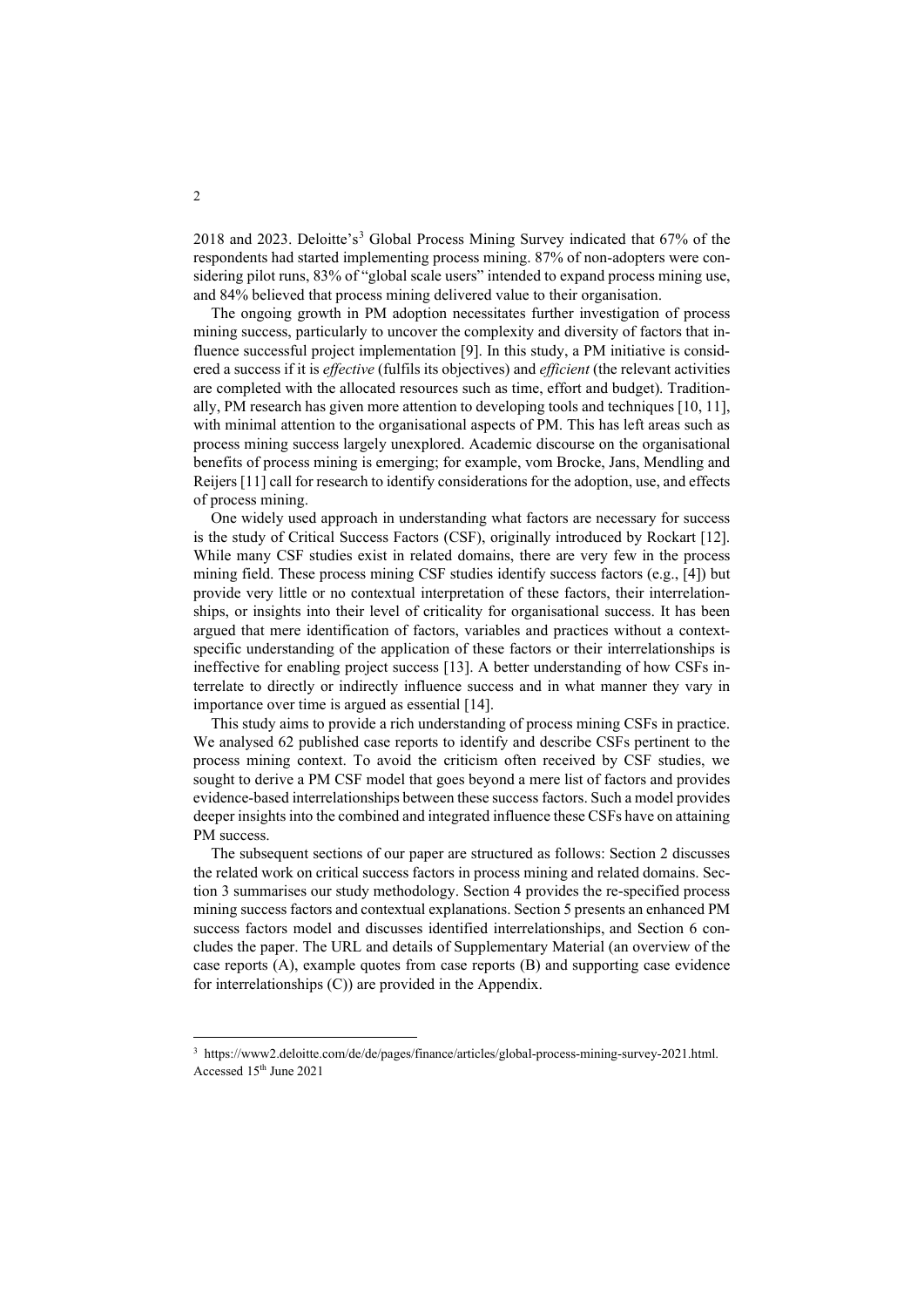2018 and 2023. Deloitte's[3] Global Process Mining Survey indicated that 67% of the respondents had started implementing process mining. 87% of non-adopters were considering pilot runs, 83% of "global scale users" intended to expand process mining use, and 84% believed that process mining delivered value to their organisation.

The ongoing growth in PM adoption necessitates further investigation of process mining success, particularly to uncover the complexity and diversity of factors that influence successful project implementation [9]. In this study, a PM initiative is considered a success if it is *effective* (fulfils its objectives) and *efficient* (the relevant activities are completed with the allocated resources such as time, effort and budget). Traditionally, PM research has given more attention to developing tools and techniques [10, 11], with minimal attention to the organisational aspects of PM. This has left areas such as process mining success largely unexplored. Academic discourse on the organisational benefits of process mining is emerging; for example, vom Brocke, Jans, Mendling and Reijers [11] call for research to identify considerations for the adoption, use, and effects of process mining.

One widely used approach in understanding what factors are necessary for success is the study of Critical Success Factors (CSF), originally introduced by Rockart [12]. While many CSF studies exist in related domains, there are very few in the process mining field. These process mining CSF studies identify success factors (e.g., [4]) but provide very little or no contextual interpretation of these factors, their interrelationships, or insights into their level of criticality for organisational success. It has been argued that mere identification of factors, variables and practices without a context-specific understanding of the application of these factors or their interrelationships is ineffective for enabling project success [13]. A better understanding of how CSFs interrelate to directly or indirectly influence success and in what manner they vary in importance over time is argued as essential [14].

This study aims to provide a rich understanding of process mining CSFs in practice. We analysed 62 published case reports to identify and describe CSFs pertinent to the process mining context. To avoid the criticism often received by CSF studies, we sought to derive a PM CSF model that goes beyond a mere list of factors and provides evidence-based interrelationships between these success factors. Such a model provides deeper insights into the combined and integrated influence these CSFs have on attaining PM success.

The subsequent sections of our paper are structured as follows: Section 2 discusses the related work on critical success factors in process mining and related domains. Section 3 summarises our study methodology. Section 4 provides the re-specified process mining success factors and contextual explanations. Section 5 presents an enhanced PM success factors model and discusses identified interrelationships, and Section 6 concludes the paper. The URL and details of Supplementary Material (an overview of the case reports (A), example quotes from case reports (B) and supporting case evidence for interrelationships (C)) are provided in the Appendix.

---

[3] https://www2.deloitte.com/de/de/pages/finance/articles/global-process-mining-survey-2021.html. Accessed 15th June 2021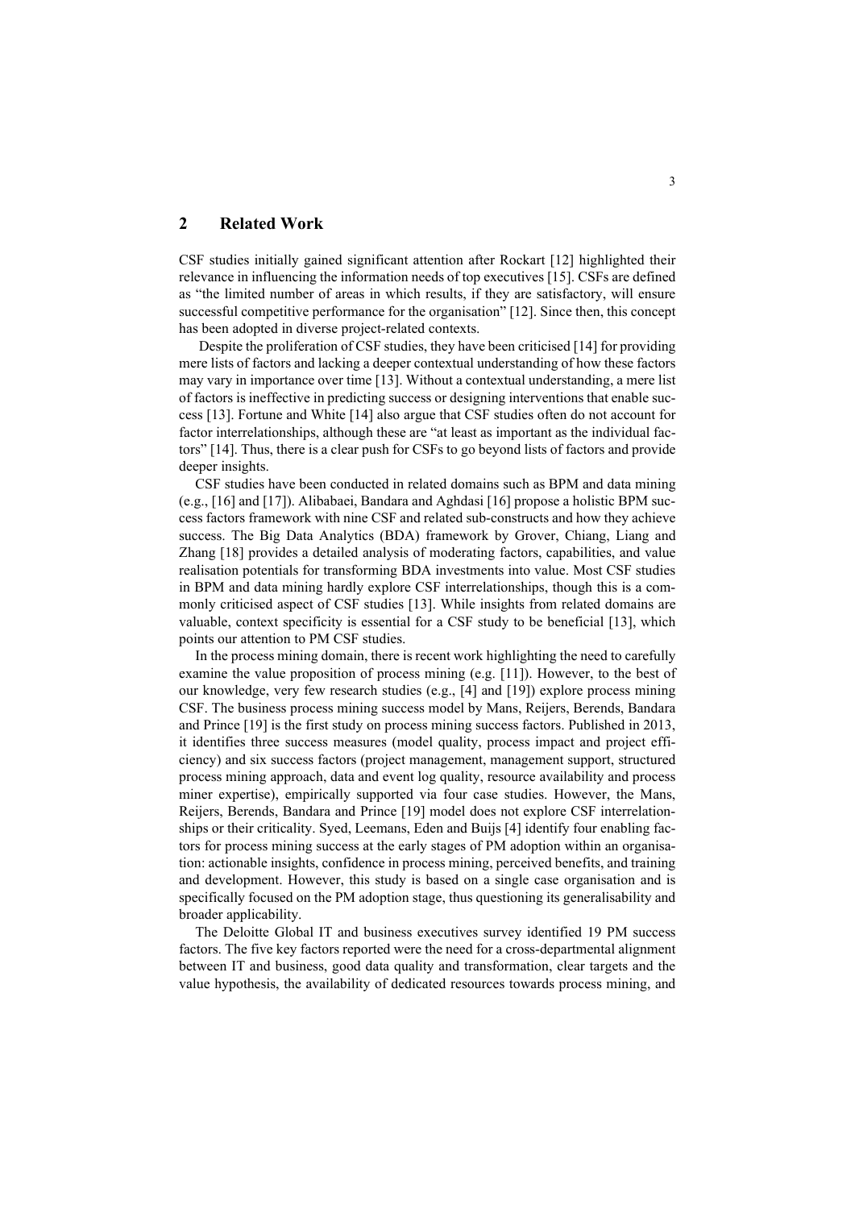## 2 Related Work

CSF studies initially gained significant attention after Rockart [12] highlighted their relevance in influencing the information needs of top executives [15]. CSFs are defined as "the limited number of areas in which results, if they are satisfactory, will ensure successful competitive performance for the organisation" [12]. Since then, this concept has been adopted in diverse project-related contexts.

Despite the proliferation of CSF studies, they have been criticised [14] for providing mere lists of factors and lacking a deeper contextual understanding of how these factors may vary in importance over time [13]. Without a contextual understanding, a mere list of factors is ineffective in predicting success or designing interventions that enable success [13]. Fortune and White [14] also argue that CSF studies often do not account for factor interrelationships, although these are "at least as important as the individual factors" [14]. Thus, there is a clear push for CSFs to go beyond lists of factors and provide deeper insights.

CSF studies have been conducted in related domains such as BPM and data mining (e.g., [16] and [17]). Alibabaei, Bandara and Aghdasi [16] propose a holistic BPM success factors framework with nine CSF and related sub-constructs and how they achieve success. The Big Data Analytics (BDA) framework by Grover, Chiang, Liang and Zhang [18] provides a detailed analysis of moderating factors, capabilities, and value realisation potentials for transforming BDA investments into value. Most CSF studies in BPM and data mining hardly explore CSF interrelationships, though this is a commonly criticised aspect of CSF studies [13]. While insights from related domains are valuable, context specificity is essential for a CSF study to be beneficial [13], which points our attention to PM CSF studies.

In the process mining domain, there is recent work highlighting the need to carefully examine the value proposition of process mining (e.g. [11]). However, to the best of our knowledge, very few research studies (e.g., [4] and [19]) explore process mining CSF. The business process mining success model by Mans, Reijers, Berends, Bandara and Prince [19] is the first study on process mining success factors. Published in 2013, it identifies three success measures (model quality, process impact and project efficiency) and six success factors (project management, management support, structured process mining approach, data and event log quality, resource availability and process miner expertise), empirically supported via four case studies. However, the Mans, Reijers, Berends, Bandara and Prince [19] model does not explore CSF interrelationships or their criticality. Syed, Leemans, Eden and Buijs [4] identify four enabling factors for process mining success at the early stages of PM adoption within an organisation: actionable insights, confidence in process mining, perceived benefits, and training and development. However, this study is based on a single case organisation and is specifically focused on the PM adoption stage, thus questioning its generalisability and broader applicability.

The Deloitte Global IT and business executives survey identified 19 PM success factors. The five key factors reported were the need for a cross-departmental alignment between IT and business, good data quality and transformation, clear targets and the value hypothesis, the availability of dedicated resources towards process mining, and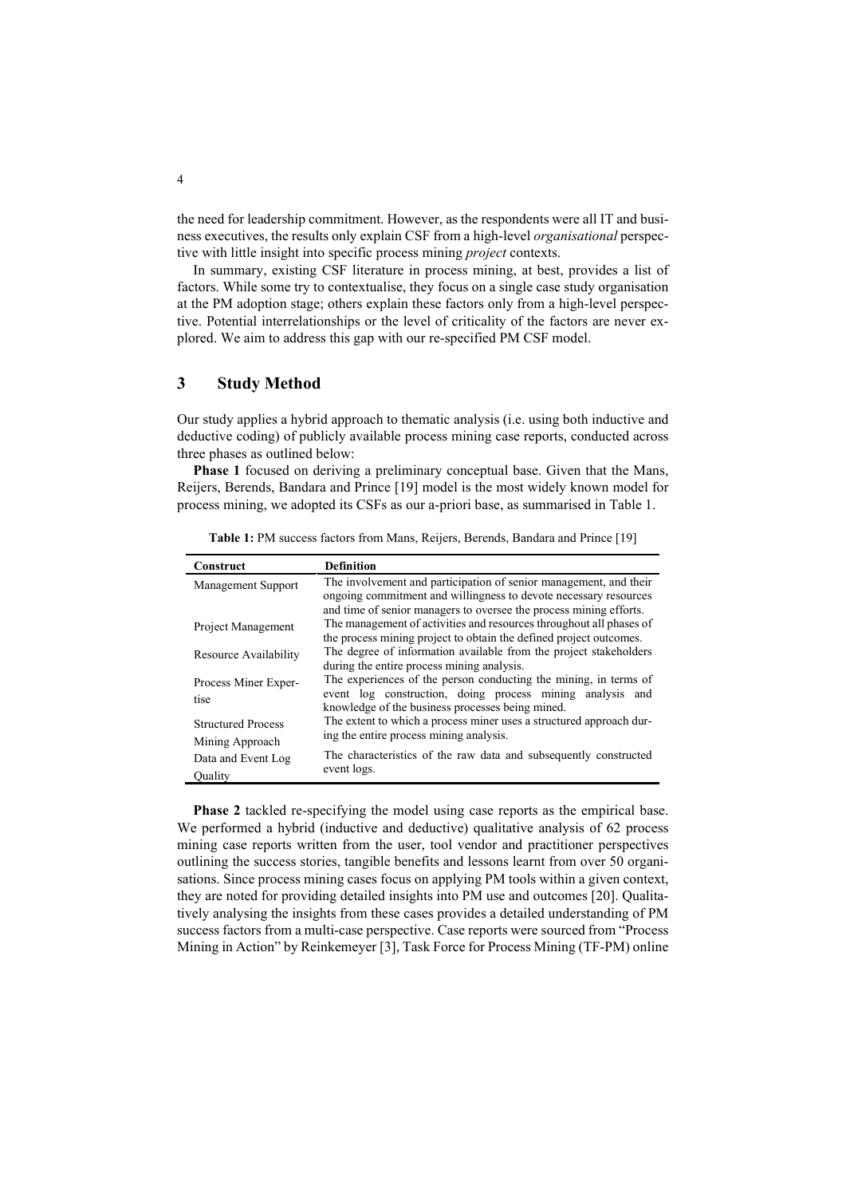the need for leadership commitment. However, as the respondents were all IT and business executives, the results only explain CSF from a high-level *organisational* perspective with little insight into specific process mining *project* contexts.

In summary, existing CSF literature in process mining, at best, provides a list of factors. While some try to contextualise, they focus on a single case study organisation at the PM adoption stage; others explain these factors only from a high-level perspective. Potential interrelationships or the level of criticality of the factors are never explored. We aim to address this gap with our re-specified PM CSF model.

## 3 Study Method

Our study applies a hybrid approach to thematic analysis (i.e. using both inductive and deductive coding) of publicly available process mining case reports, conducted across three phases as outlined below:

**Phase 1** focused on deriving a preliminary conceptual base. Given that the Mans, Reijers, Berends, Bandara and Prince [19] model is the most widely known model for process mining, we adopted its CSFs as our a-priori base, as summarised in Table 1.

**Table 1:** PM success factors from Mans, Reijers, Berends, Bandara and Prince [19]

| Construct | Definition |
| --- | --- |
| Management Support | The involvement and participation of senior management, and their ongoing commitment and willingness to devote necessary resources and time of senior managers to oversee the process mining efforts. |
| Project Management | The management of activities and resources throughout all phases of the process mining project to obtain the defined project outcomes. |
| Resource Availability | The degree of information available from the project stakeholders during the entire process mining analysis. |
| Process Miner Expertise | The experiences of the person conducting the mining, in terms of event log construction, doing process mining analysis and knowledge of the business processes being mined. |
| Structured Process Mining Approach | The extent to which a process miner uses a structured approach during the entire process mining analysis. |
| Data and Event Log Quality | The characteristics of the raw data and subsequently constructed event logs. |

**Phase 2** tackled re-specifying the model using case reports as the empirical base. We performed a hybrid (inductive and deductive) qualitative analysis of 62 process mining case reports written from the user, tool vendor and practitioner perspectives outlining the success stories, tangible benefits and lessons learnt from over 50 organisations. Since process mining cases focus on applying PM tools within a given context, they are noted for providing detailed insights into PM use and outcomes [20]. Qualitatively analysing the insights from these cases provides a detailed understanding of PM success factors from a multi-case perspective. Case reports were sourced from "Process Mining in Action" by Reinkemeyer [3], Task Force for Process Mining (TF-PM) online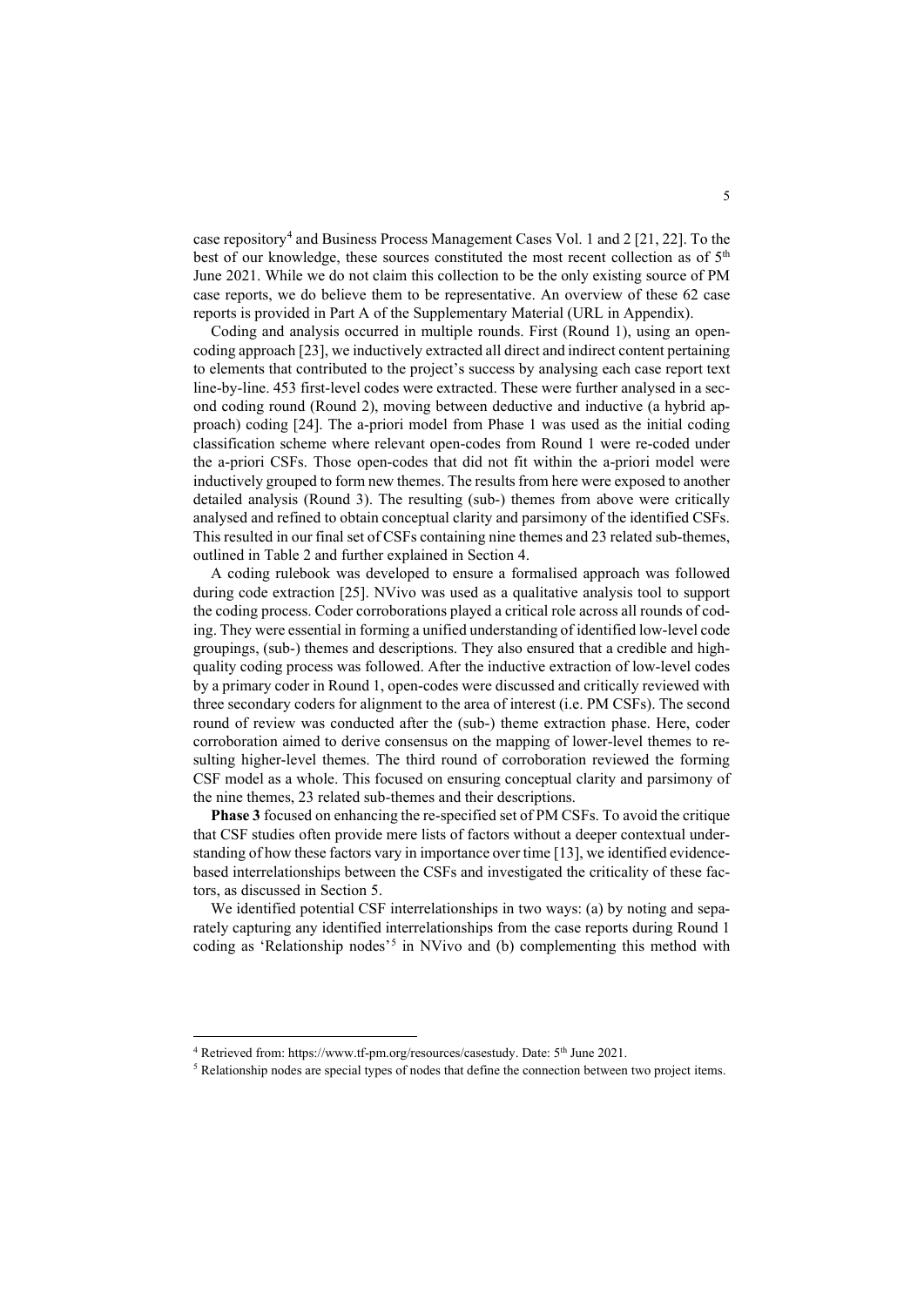case repository[4] and Business Process Management Cases Vol. 1 and 2 [21, 22]. To the best of our knowledge, these sources constituted the most recent collection as of 5th June 2021. While we do not claim this collection to be the only existing source of PM case reports, we do believe them to be representative. An overview of these 62 case reports is provided in Part A of the Supplementary Material (URL in Appendix).

Coding and analysis occurred in multiple rounds. First (Round 1), using an open-coding approach [23], we inductively extracted all direct and indirect content pertaining to elements that contributed to the project's success by analysing each case report text line-by-line. 453 first-level codes were extracted. These were further analysed in a second coding round (Round 2), moving between deductive and inductive (a hybrid approach) coding [24]. The a-priori model from Phase 1 was used as the initial coding classification scheme where relevant open-codes from Round 1 were re-coded under the a-priori CSFs. Those open-codes that did not fit within the a-priori model were inductively grouped to form new themes. The results from here were exposed to another detailed analysis (Round 3). The resulting (sub-) themes from above were critically analysed and refined to obtain conceptual clarity and parsimony of the identified CSFs. This resulted in our final set of CSFs containing nine themes and 23 related sub-themes, outlined in Table 2 and further explained in Section 4.

A coding rulebook was developed to ensure a formalised approach was followed during code extraction [25]. NVivo was used as a qualitative analysis tool to support the coding process. Coder corroborations played a critical role across all rounds of coding. They were essential in forming a unified understanding of identified low-level code groupings, (sub-) themes and descriptions. They also ensured that a credible and high-quality coding process was followed. After the inductive extraction of low-level codes by a primary coder in Round 1, open-codes were discussed and critically reviewed with three secondary coders for alignment to the area of interest (i.e. PM CSFs). The second round of review was conducted after the (sub-) theme extraction phase. Here, coder corroboration aimed to derive consensus on the mapping of lower-level themes to resulting higher-level themes. The third round of corroboration reviewed the forming CSF model as a whole. This focused on ensuring conceptual clarity and parsimony of the nine themes, 23 related sub-themes and their descriptions.

**Phase 3** focused on enhancing the re-specified set of PM CSFs. To avoid the critique that CSF studies often provide mere lists of factors without a deeper contextual understanding of how these factors vary in importance over time [13], we identified evidence-based interrelationships between the CSFs and investigated the criticality of these factors, as discussed in Section 5.

We identified potential CSF interrelationships in two ways: (a) by noting and separately capturing any identified interrelationships from the case reports during Round 1 coding as 'Relationship nodes'[5] in NVivo and (b) complementing this method with

---

[4] Retrieved from: https://www.tf-pm.org/resources/casestudy. Date: 5th June 2021.

[5] Relationship nodes are special types of nodes that define the connection between two project items.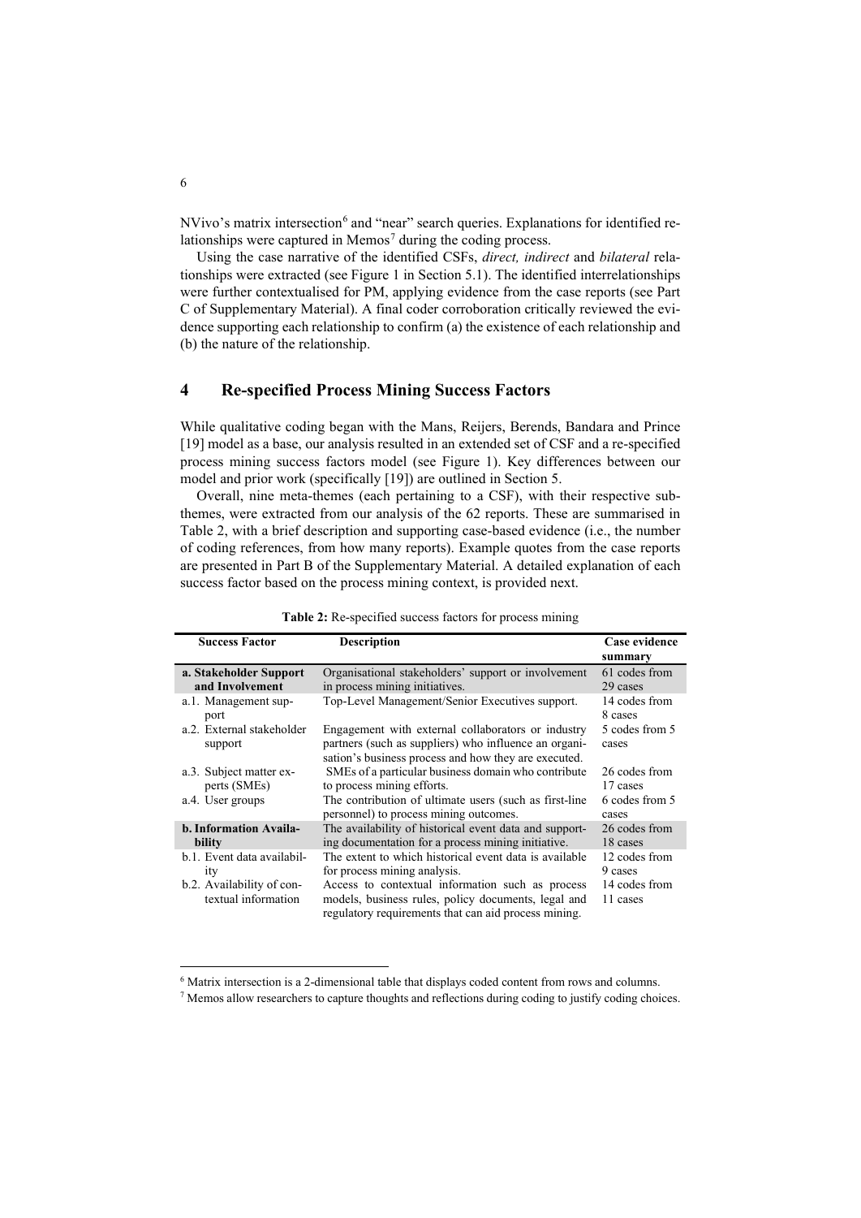NVivo's matrix intersection[6] and "near" search queries. Explanations for identified relationships were captured in Memos[7] during the coding process.

Using the case narrative of the identified CSFs, *direct, indirect* and *bilateral* relationships were extracted (see Figure 1 in Section 5.1). The identified interrelationships were further contextualised for PM, applying evidence from the case reports (see Part C of Supplementary Material). A final coder corroboration critically reviewed the evidence supporting each relationship to confirm (a) the existence of each relationship and (b) the nature of the relationship.

## 4 Re-specified Process Mining Success Factors

While qualitative coding began with the Mans, Reijers, Berends, Bandara and Prince [19] model as a base, our analysis resulted in an extended set of CSF and a re-specified process mining success factors model (see Figure 1). Key differences between our model and prior work (specifically [19]) are outlined in Section 5.

Overall, nine meta-themes (each pertaining to a CSF), with their respective sub-themes, were extracted from our analysis of the 62 reports. These are summarised in Table 2, with a brief description and supporting case-based evidence (i.e., the number of coding references, from how many reports). Example quotes from the case reports are presented in Part B of the Supplementary Material. A detailed explanation of each success factor based on the process mining context, is provided next.

**Table 2:** Re-specified success factors for process mining

| Success Factor | Description | Case evidence summary |
|---|---|---|
| **a. Stakeholder Support and Involvement** | Organisational stakeholders' support or involvement in process mining initiatives. | 61 codes from 29 cases |
| a.1. Management support | Top-Level Management/Senior Executives support. | 14 codes from 8 cases |
| a.2. External stakeholder support | Engagement with external collaborators or industry partners (such as suppliers) who influence an organisation's business process and how they are executed. | 5 codes from 5 cases |
| a.3. Subject matter experts (SMEs) | SMEs of a particular business domain who contribute to process mining efforts. | 26 codes from 17 cases |
| a.4. User groups | The contribution of ultimate users (such as first-line personnel) to process mining outcomes. | 6 codes from 5 cases |
| **b. Information Availability** | The availability of historical event data and supporting documentation for a process mining initiative. | 26 codes from 18 cases |
| b.1. Event data availability | The extent to which historical event data is available for process mining analysis. | 12 codes from 9 cases |
| b.2. Availability of contextual information | Access to contextual information such as process models, business rules, policy documents, legal and regulatory requirements that can aid process mining. | 14 codes from 11 cases |

[6] Matrix intersection is a 2-dimensional table that displays coded content from rows and columns.

[7] Memos allow researchers to capture thoughts and reflections during coding to justify coding choices.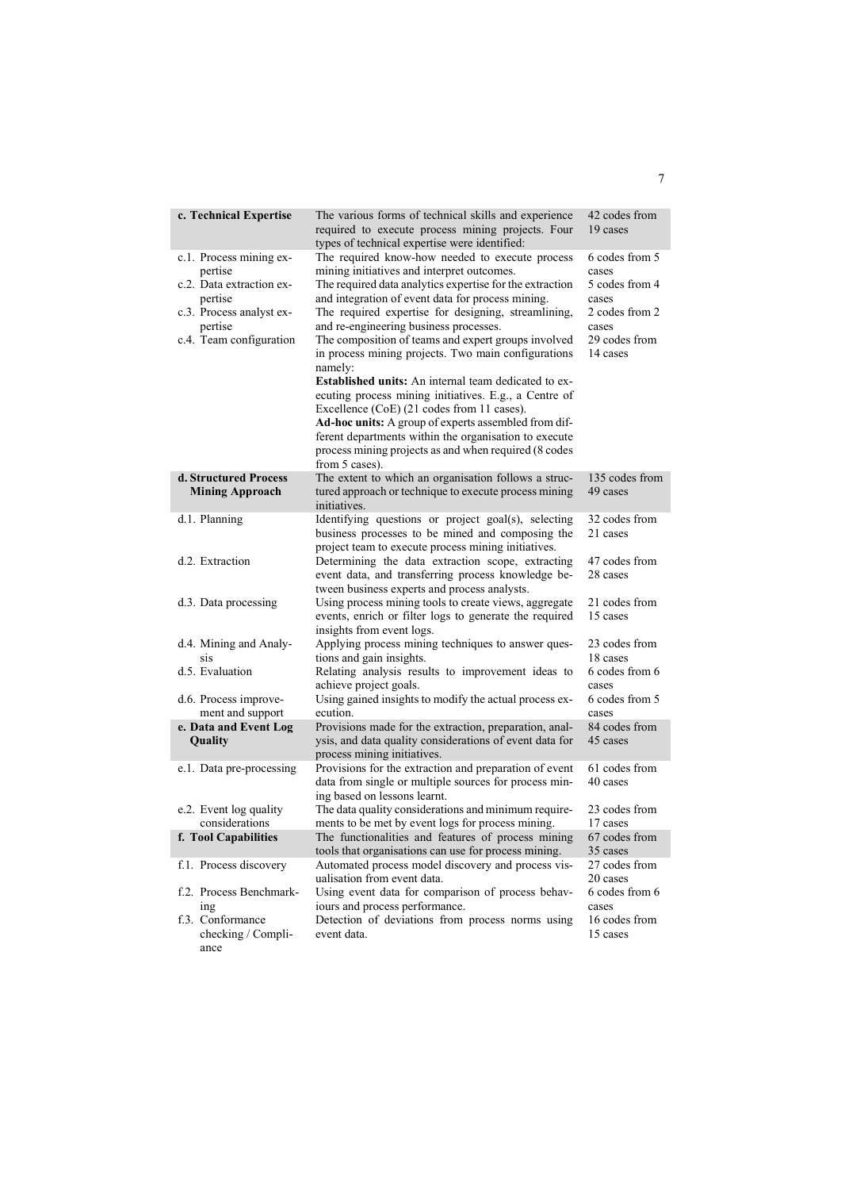| | | |
|---|---|---|
| **c. Technical Expertise** | The various forms of technical skills and experience required to execute process mining projects. Four types of technical expertise were identified: | 42 codes from 19 cases |
| c.1. Process mining expertise | The required know-how needed to execute process mining initiatives and interpret outcomes. | 6 codes from 5 cases |
| c.2. Data extraction expertise | The required data analytics expertise for the extraction and integration of event data for process mining. | 5 codes from 4 cases |
| c.3. Process analyst expertise | The required expertise for designing, streamlining, and re-engineering business processes. | 2 codes from 2 cases |
| c.4. Team configuration | The composition of teams and expert groups involved in process mining projects. Two main configurations namely: **Established units:** An internal team dedicated to executing process mining initiatives. E.g., a Centre of Excellence (CoE) (21 codes from 11 cases). **Ad-hoc units:** A group of experts assembled from different departments within the organisation to execute process mining projects as and when required (8 codes from 5 cases). | 29 codes from 14 cases |
| **d. Structured Process Mining Approach** | The extent to which an organisation follows a structured approach or technique to execute process mining initiatives. | 135 codes from 49 cases |
| d.1. Planning | Identifying questions or project goal(s), selecting business processes to be mined and composing the project team to execute process mining initiatives. | 32 codes from 21 cases |
| d.2. Extraction | Determining the data extraction scope, extracting event data, and transferring process knowledge between business experts and process analysts. | 47 codes from 28 cases |
| d.3. Data processing | Using process mining tools to create views, aggregate events, enrich or filter logs to generate the required insights from event logs. | 21 codes from 15 cases |
| d.4. Mining and Analysis | Applying process mining techniques to answer questions and gain insights. | 23 codes from 18 cases |
| d.5. Evaluation | Relating analysis results to improvement ideas to achieve project goals. | 6 codes from 6 cases |
| d.6. Process improvement and support | Using gained insights to modify the actual process execution. | 6 codes from 5 cases |
| **e. Data and Event Log Quality** | Provisions made for the extraction, preparation, analysis, and data quality considerations of event data for process mining initiatives. | 84 codes from 45 cases |
| e.1. Data pre-processing | Provisions for the extraction and preparation of event data from single or multiple sources for process mining based on lessons learnt. | 61 codes from 40 cases |
| e.2. Event log quality considerations | The data quality considerations and minimum requirements to be met by event logs for process mining. | 23 codes from 17 cases |
| **f. Tool Capabilities** | The functionalities and features of process mining tools that organisations can use for process mining. | 67 codes from 35 cases |
| f.1. Process discovery | Automated process model discovery and process visualisation from event data. | 27 codes from 20 cases |
| f.2. Process Benchmarking | Using event data for comparison of process behaviours and process performance. | 6 codes from 6 cases |
| f.3. Conformance checking / Compliance | Detection of deviations from process norms using event data. | 16 codes from 15 cases |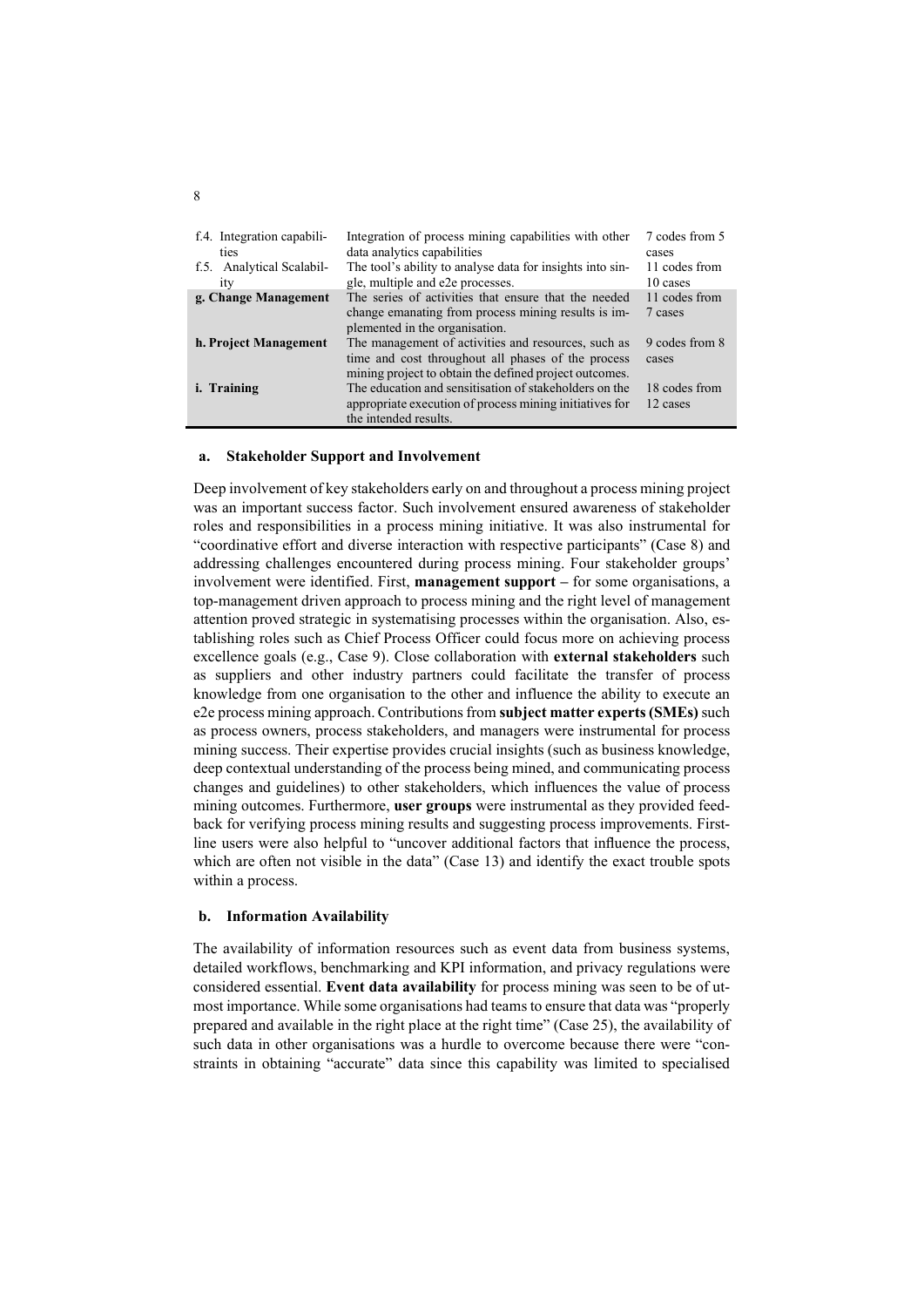| | | |
|---|---|---|
| f.4. Integration capabilities | Integration of process mining capabilities with other data analytics capabilities | 7 codes from 5 cases |
| f.5. Analytical Scalability | The tool's ability to analyse data for insights into single, multiple and e2e processes. | 11 codes from 10 cases |
| **g. Change Management** | The series of activities that ensure that the needed change emanating from process mining results is implemented in the organisation. | 11 codes from 7 cases |
| **h. Project Management** | The management of activities and resources, such as time and cost throughout all phases of the process mining project to obtain the defined project outcomes. | 9 codes from 8 cases |
| **i. Training** | The education and sensitisation of stakeholders on the appropriate execution of process mining initiatives for the intended results. | 18 codes from 12 cases |

#### a. Stakeholder Support and Involvement

Deep involvement of key stakeholders early on and throughout a process mining project was an important success factor. Such involvement ensured awareness of stakeholder roles and responsibilities in a process mining initiative. It was also instrumental for "coordinative effort and diverse interaction with respective participants" (Case 8) and addressing challenges encountered during process mining. Four stakeholder groups' involvement were identified. First, **management support –** for some organisations, a top-management driven approach to process mining and the right level of management attention proved strategic in systematising processes within the organisation. Also, establishing roles such as Chief Process Officer could focus more on achieving process excellence goals (e.g., Case 9). Close collaboration with **external stakeholders** such as suppliers and other industry partners could facilitate the transfer of process knowledge from one organisation to the other and influence the ability to execute an e2e process mining approach. Contributions from **subject matter experts (SMEs)** such as process owners, process stakeholders, and managers were instrumental for process mining success. Their expertise provides crucial insights (such as business knowledge, deep contextual understanding of the process being mined, and communicating process changes and guidelines) to other stakeholders, which influences the value of process mining outcomes. Furthermore, **user groups** were instrumental as they provided feedback for verifying process mining results and suggesting process improvements. First-line users were also helpful to "uncover additional factors that influence the process, which are often not visible in the data" (Case 13) and identify the exact trouble spots within a process.

#### b. Information Availability

The availability of information resources such as event data from business systems, detailed workflows, benchmarking and KPI information, and privacy regulations were considered essential. **Event data availability** for process mining was seen to be of utmost importance. While some organisations had teams to ensure that data was "properly prepared and available in the right place at the right time" (Case 25), the availability of such data in other organisations was a hurdle to overcome because there were "constraints in obtaining "accurate" data since this capability was limited to specialised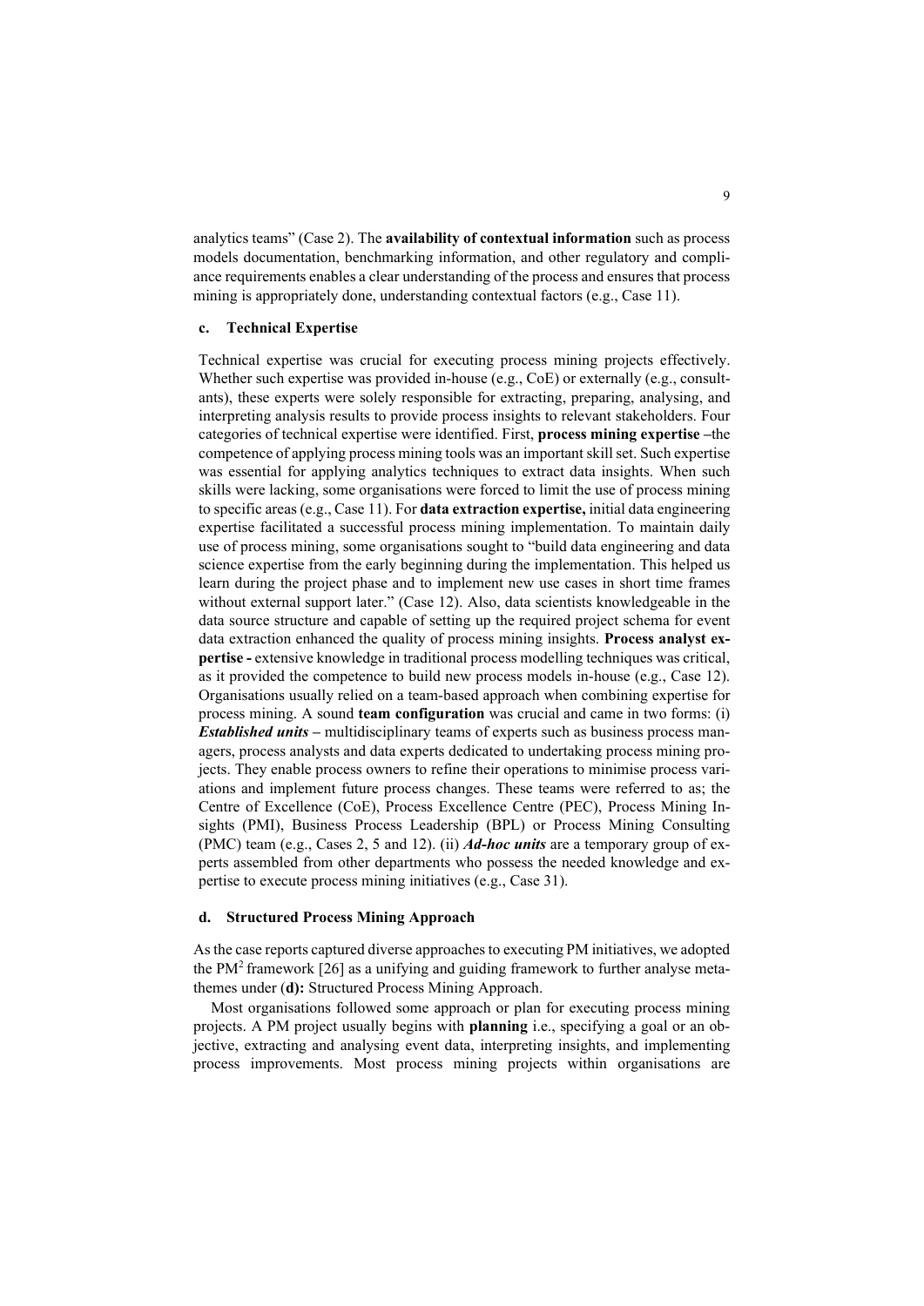analytics teams" (Case 2). The **availability of contextual information** such as process models documentation, benchmarking information, and other regulatory and compliance requirements enables a clear understanding of the process and ensures that process mining is appropriately done, understanding contextual factors (e.g., Case 11).

### c. Technical Expertise

Technical expertise was crucial for executing process mining projects effectively. Whether such expertise was provided in-house (e.g., CoE) or externally (e.g., consultants), these experts were solely responsible for extracting, preparing, analysing, and interpreting analysis results to provide process insights to relevant stakeholders. Four categories of technical expertise were identified. First, **process mining expertise** –the competence of applying process mining tools was an important skill set. Such expertise was essential for applying analytics techniques to extract data insights. When such skills were lacking, some organisations were forced to limit the use of process mining to specific areas (e.g., Case 11). For **data extraction expertise,** initial data engineering expertise facilitated a successful process mining implementation. To maintain daily use of process mining, some organisations sought to "build data engineering and data science expertise from the early beginning during the implementation. This helped us learn during the project phase and to implement new use cases in short time frames without external support later." (Case 12). Also, data scientists knowledgeable in the data source structure and capable of setting up the required project schema for event data extraction enhanced the quality of process mining insights. **Process analyst expertise -** extensive knowledge in traditional process modelling techniques was critical, as it provided the competence to build new process models in-house (e.g., Case 12). Organisations usually relied on a team-based approach when combining expertise for process mining. A sound **team configuration** was crucial and came in two forms: (i) ***Established units*** – multidisciplinary teams of experts such as business process managers, process analysts and data experts dedicated to undertaking process mining projects. They enable process owners to refine their operations to minimise process variations and implement future process changes. These teams were referred to as; the Centre of Excellence (CoE), Process Excellence Centre (PEC), Process Mining Insights (PMI), Business Process Leadership (BPL) or Process Mining Consulting (PMC) team (e.g., Cases 2, 5 and 12). (ii) ***Ad-hoc units*** are a temporary group of experts assembled from other departments who possess the needed knowledge and expertise to execute process mining initiatives (e.g., Case 31).

### d. Structured Process Mining Approach

As the case reports captured diverse approaches to executing PM initiatives, we adopted the PM$^2$ framework [26] as a unifying and guiding framework to further analyse meta-themes under (**d):** Structured Process Mining Approach.

Most organisations followed some approach or plan for executing process mining projects. A PM project usually begins with **planning** i.e., specifying a goal or an objective, extracting and analysing event data, interpreting insights, and implementing process improvements. Most process mining projects within organisations are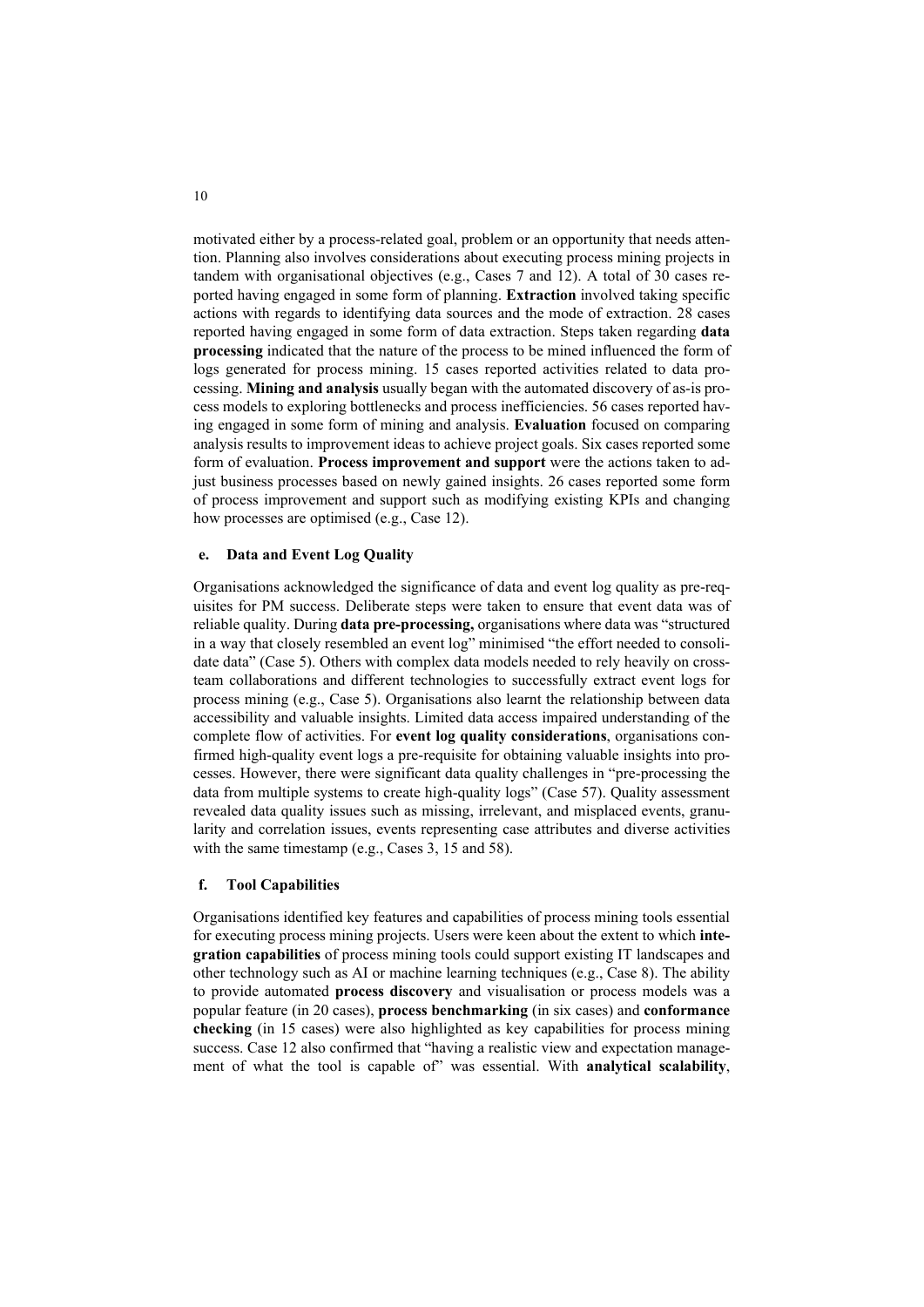motivated either by a process-related goal, problem or an opportunity that needs attention. Planning also involves considerations about executing process mining projects in tandem with organisational objectives (e.g., Cases 7 and 12). A total of 30 cases reported having engaged in some form of planning. **Extraction** involved taking specific actions with regards to identifying data sources and the mode of extraction. 28 cases reported having engaged in some form of data extraction. Steps taken regarding **data processing** indicated that the nature of the process to be mined influenced the form of logs generated for process mining. 15 cases reported activities related to data processing. **Mining and analysis** usually began with the automated discovery of as-is process models to exploring bottlenecks and process inefficiencies. 56 cases reported having engaged in some form of mining and analysis. **Evaluation** focused on comparing analysis results to improvement ideas to achieve project goals. Six cases reported some form of evaluation. **Process improvement and support** were the actions taken to adjust business processes based on newly gained insights. 26 cases reported some form of process improvement and support such as modifying existing KPIs and changing how processes are optimised (e.g., Case 12).

#### e. Data and Event Log Quality

Organisations acknowledged the significance of data and event log quality as pre-requisites for PM success. Deliberate steps were taken to ensure that event data was of reliable quality. During **data pre-processing,** organisations where data was "structured in a way that closely resembled an event log" minimised "the effort needed to consolidate data" (Case 5). Others with complex data models needed to rely heavily on cross-team collaborations and different technologies to successfully extract event logs for process mining (e.g., Case 5). Organisations also learnt the relationship between data accessibility and valuable insights. Limited data access impaired understanding of the complete flow of activities. For **event log quality considerations**, organisations confirmed high-quality event logs a pre-requisite for obtaining valuable insights into processes. However, there were significant data quality challenges in "pre-processing the data from multiple systems to create high-quality logs" (Case 57). Quality assessment revealed data quality issues such as missing, irrelevant, and misplaced events, granularity and correlation issues, events representing case attributes and diverse activities with the same timestamp (e.g., Cases 3, 15 and 58).

#### f. Tool Capabilities

Organisations identified key features and capabilities of process mining tools essential for executing process mining projects. Users were keen about the extent to which **integration capabilities** of process mining tools could support existing IT landscapes and other technology such as AI or machine learning techniques (e.g., Case 8). The ability to provide automated **process discovery** and visualisation or process models was a popular feature (in 20 cases), **process benchmarking** (in six cases) and **conformance checking** (in 15 cases) were also highlighted as key capabilities for process mining success. Case 12 also confirmed that "having a realistic view and expectation management of what the tool is capable of" was essential. With **analytical scalability**,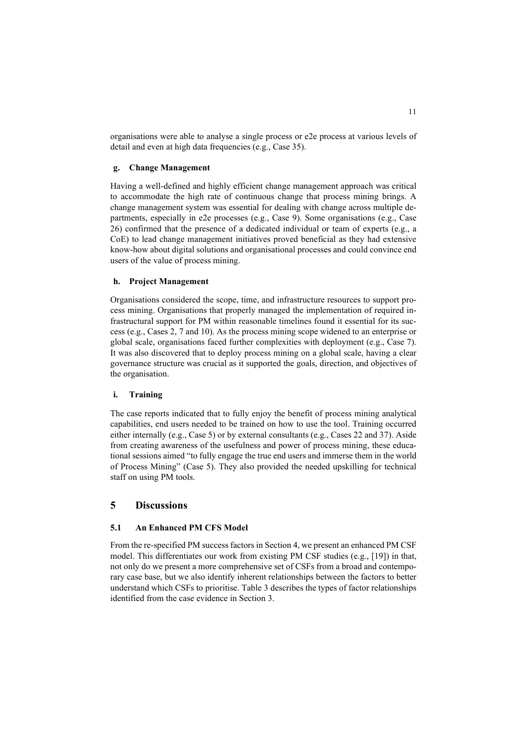organisations were able to analyse a single process or e2e process at various levels of detail and even at high data frequencies (e.g., Case 35).

#### g. Change Management

Having a well-defined and highly efficient change management approach was critical to accommodate the high rate of continuous change that process mining brings. A change management system was essential for dealing with change across multiple departments, especially in e2e processes (e.g., Case 9). Some organisations (e.g., Case 26) confirmed that the presence of a dedicated individual or team of experts (e.g., a CoE) to lead change management initiatives proved beneficial as they had extensive know-how about digital solutions and organisational processes and could convince end users of the value of process mining.

#### h. Project Management

Organisations considered the scope, time, and infrastructure resources to support process mining. Organisations that properly managed the implementation of required infrastructural support for PM within reasonable timelines found it essential for its success (e.g., Cases 2, 7 and 10). As the process mining scope widened to an enterprise or global scale, organisations faced further complexities with deployment (e.g., Case 7). It was also discovered that to deploy process mining on a global scale, having a clear governance structure was crucial as it supported the goals, direction, and objectives of the organisation.

#### i. Training

The case reports indicated that to fully enjoy the benefit of process mining analytical capabilities, end users needed to be trained on how to use the tool. Training occurred either internally (e.g., Case 5) or by external consultants (e.g., Cases 22 and 37). Aside from creating awareness of the usefulness and power of process mining, these educational sessions aimed "to fully engage the true end users and immerse them in the world of Process Mining" (Case 5). They also provided the needed upskilling for technical staff on using PM tools.

## 5 Discussions

### 5.1 An Enhanced PM CFS Model

From the re-specified PM success factors in Section 4, we present an enhanced PM CSF model. This differentiates our work from existing PM CSF studies (e.g., [19]) in that, not only do we present a more comprehensive set of CSFs from a broad and contemporary case base, but we also identify inherent relationships between the factors to better understand which CSFs to prioritise. Table 3 describes the types of factor relationships identified from the case evidence in Section 3.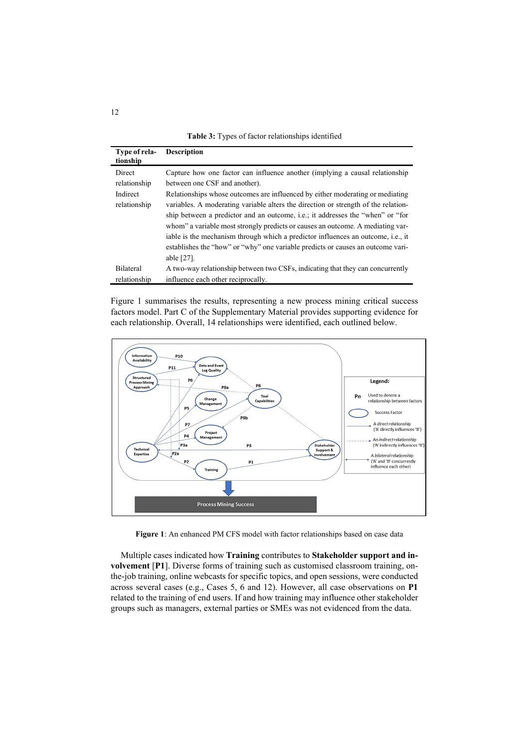**Table 3:** Types of factor relationships identified

| Type of relationship | Description |
|---|---|
| Direct relationship | Capture how one factor can influence another (implying a causal relationship between one CSF and another). |
| Indirect relationship | Relationships whose outcomes are influenced by either moderating or mediating variables. A moderating variable alters the direction or strength of the relationship between a predictor and an outcome, i.e.; it addresses the "when" or "for whom" a variable most strongly predicts or causes an outcome. A mediating variable is the mechanism through which a predictor influences an outcome, i.e., it establishes the "how" or "why" one variable predicts or causes an outcome variable [27]. |
| Bilateral relationship | A two-way relationship between two CSFs, indicating that they can concurrently influence each other reciprocally. |

Figure 1 summarises the results, representing a new process mining critical success factors model. Part C of the Supplementary Material provides supporting evidence for each relationship. Overall, 14 relationships were identified, each outlined below.

**Figure 1**: An enhanced PM CFS model with factor relationships based on case data

Multiple cases indicated how **Training** contributes to **Stakeholder support and involvement** [**P1**]. Diverse forms of training such as customised classroom training, on-the-job training, online webcasts for specific topics, and open sessions, were conducted across several cases (e.g., Cases 5, 6 and 12). However, all case observations on **P1** related to the training of end users. If and how training may influence other stakeholder groups such as managers, external parties or SMEs was not evidenced from the data.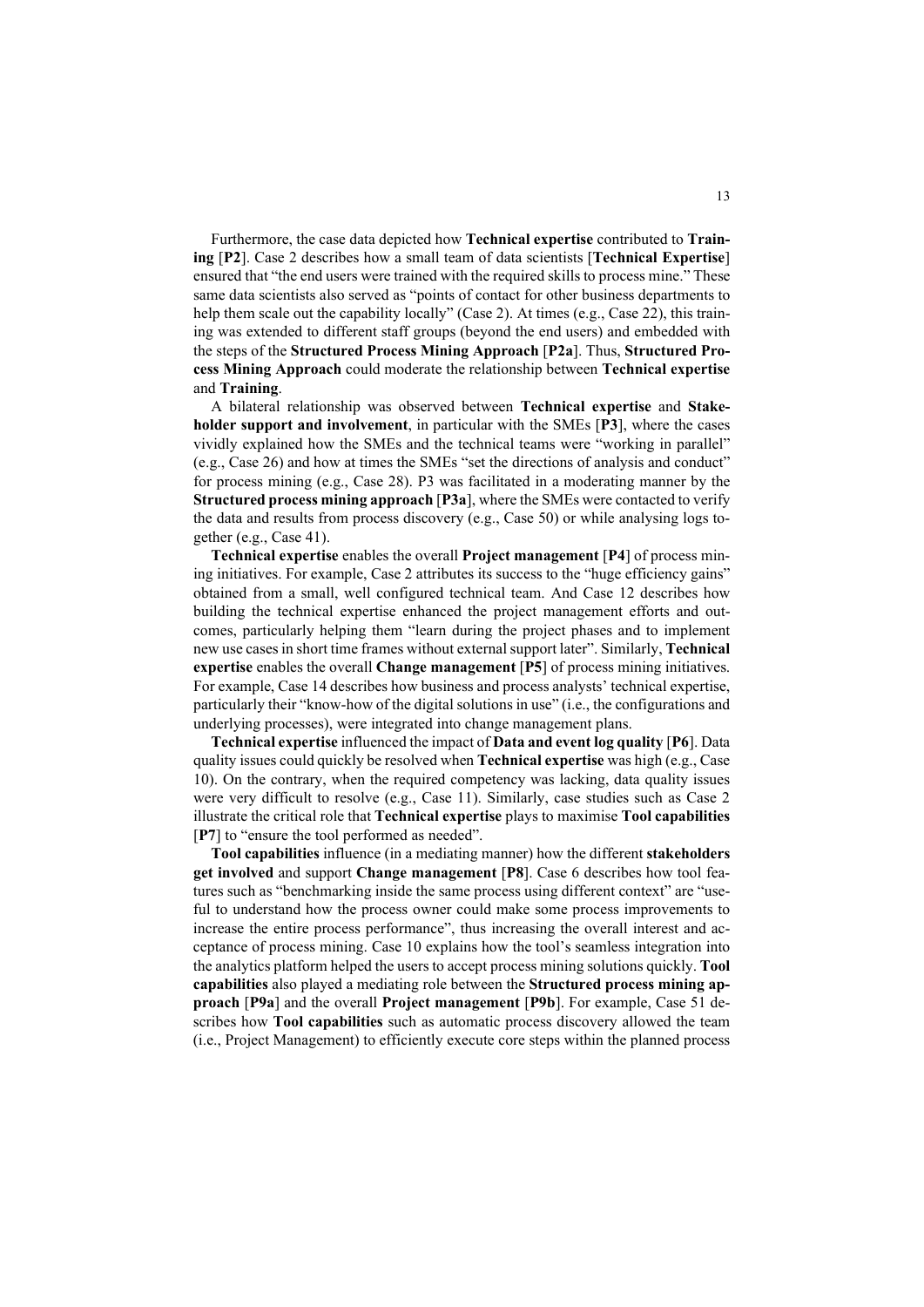Furthermore, the case data depicted how **Technical expertise** contributed to **Training** [**P2**]. Case 2 describes how a small team of data scientists [**Technical Expertise**] ensured that "the end users were trained with the required skills to process mine." These same data scientists also served as "points of contact for other business departments to help them scale out the capability locally" (Case 2). At times (e.g., Case 22), this training was extended to different staff groups (beyond the end users) and embedded with the steps of the **Structured Process Mining Approach** [**P2a**]. Thus, **Structured Process Mining Approach** could moderate the relationship between **Technical expertise** and **Training**.

A bilateral relationship was observed between **Technical expertise** and **Stakeholder support and involvement**, in particular with the SMEs [**P3**], where the cases vividly explained how the SMEs and the technical teams were "working in parallel" (e.g., Case 26) and how at times the SMEs "set the directions of analysis and conduct" for process mining (e.g., Case 28). P3 was facilitated in a moderating manner by the **Structured process mining approach** [**P3a**], where the SMEs were contacted to verify the data and results from process discovery (e.g., Case 50) or while analysing logs together (e.g., Case 41).

**Technical expertise** enables the overall **Project management** [**P4**] of process mining initiatives. For example, Case 2 attributes its success to the "huge efficiency gains" obtained from a small, well configured technical team. And Case 12 describes how building the technical expertise enhanced the project management efforts and outcomes, particularly helping them "learn during the project phases and to implement new use cases in short time frames without external support later". Similarly, **Technical expertise** enables the overall **Change management** [**P5**] of process mining initiatives. For example, Case 14 describes how business and process analysts' technical expertise, particularly their "know-how of the digital solutions in use" (i.e., the configurations and underlying processes), were integrated into change management plans.

**Technical expertise** influenced the impact of **Data and event log quality** [**P6**]. Data quality issues could quickly be resolved when **Technical expertise** was high (e.g., Case 10). On the contrary, when the required competency was lacking, data quality issues were very difficult to resolve (e.g., Case 11). Similarly, case studies such as Case 2 illustrate the critical role that **Technical expertise** plays to maximise **Tool capabilities** [**P7**] to "ensure the tool performed as needed".

**Tool capabilities** influence (in a mediating manner) how the different **stakeholders get involved** and support **Change management** [**P8**]. Case 6 describes how tool features such as "benchmarking inside the same process using different context" are "useful to understand how the process owner could make some process improvements to increase the entire process performance", thus increasing the overall interest and acceptance of process mining. Case 10 explains how the tool's seamless integration into the analytics platform helped the users to accept process mining solutions quickly. **Tool capabilities** also played a mediating role between the **Structured process mining approach** [**P9a**] and the overall **Project management** [**P9b**]. For example, Case 51 describes how **Tool capabilities** such as automatic process discovery allowed the team (i.e., Project Management) to efficiently execute core steps within the planned process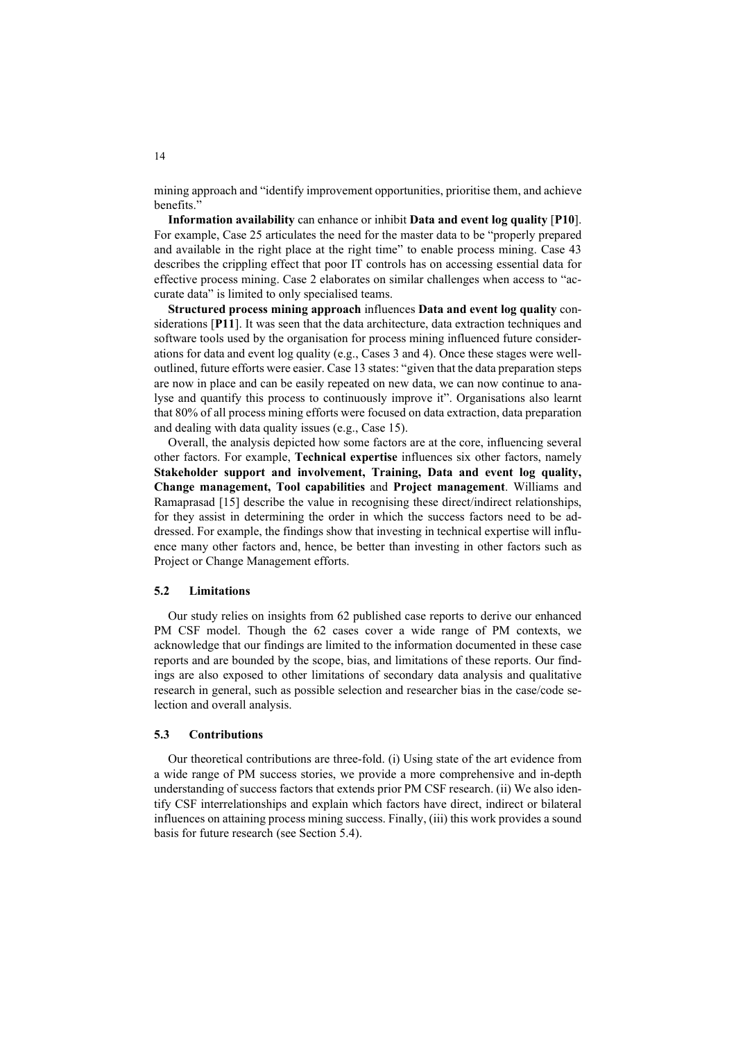mining approach and "identify improvement opportunities, prioritise them, and achieve benefits."

**Information availability** can enhance or inhibit **Data and event log quality** [**P10**]. For example, Case 25 articulates the need for the master data to be "properly prepared and available in the right place at the right time" to enable process mining. Case 43 describes the crippling effect that poor IT controls has on accessing essential data for effective process mining. Case 2 elaborates on similar challenges when access to "accurate data" is limited to only specialised teams.

**Structured process mining approach** influences **Data and event log quality** considerations [**P11**]. It was seen that the data architecture, data extraction techniques and software tools used by the organisation for process mining influenced future considerations for data and event log quality (e.g., Cases 3 and 4). Once these stages were well-outlined, future efforts were easier. Case 13 states: "given that the data preparation steps are now in place and can be easily repeated on new data, we can now continue to analyse and quantify this process to continuously improve it". Organisations also learnt that 80% of all process mining efforts were focused on data extraction, data preparation and dealing with data quality issues (e.g., Case 15).

Overall, the analysis depicted how some factors are at the core, influencing several other factors. For example, **Technical expertise** influences six other factors, namely **Stakeholder support and involvement, Training, Data and event log quality, Change management, Tool capabilities** and **Project management**. Williams and Ramaprasad [15] describe the value in recognising these direct/indirect relationships, for they assist in determining the order in which the success factors need to be addressed. For example, the findings show that investing in technical expertise will influence many other factors and, hence, be better than investing in other factors such as Project or Change Management efforts.

### 5.2 Limitations

Our study relies on insights from 62 published case reports to derive our enhanced PM CSF model. Though the 62 cases cover a wide range of PM contexts, we acknowledge that our findings are limited to the information documented in these case reports and are bounded by the scope, bias, and limitations of these reports. Our findings are also exposed to other limitations of secondary data analysis and qualitative research in general, such as possible selection and researcher bias in the case/code selection and overall analysis.

### 5.3 Contributions

Our theoretical contributions are three-fold. (i) Using state of the art evidence from a wide range of PM success stories, we provide a more comprehensive and in-depth understanding of success factors that extends prior PM CSF research. (ii) We also identify CSF interrelationships and explain which factors have direct, indirect or bilateral influences on attaining process mining success. Finally, (iii) this work provides a sound basis for future research (see Section 5.4).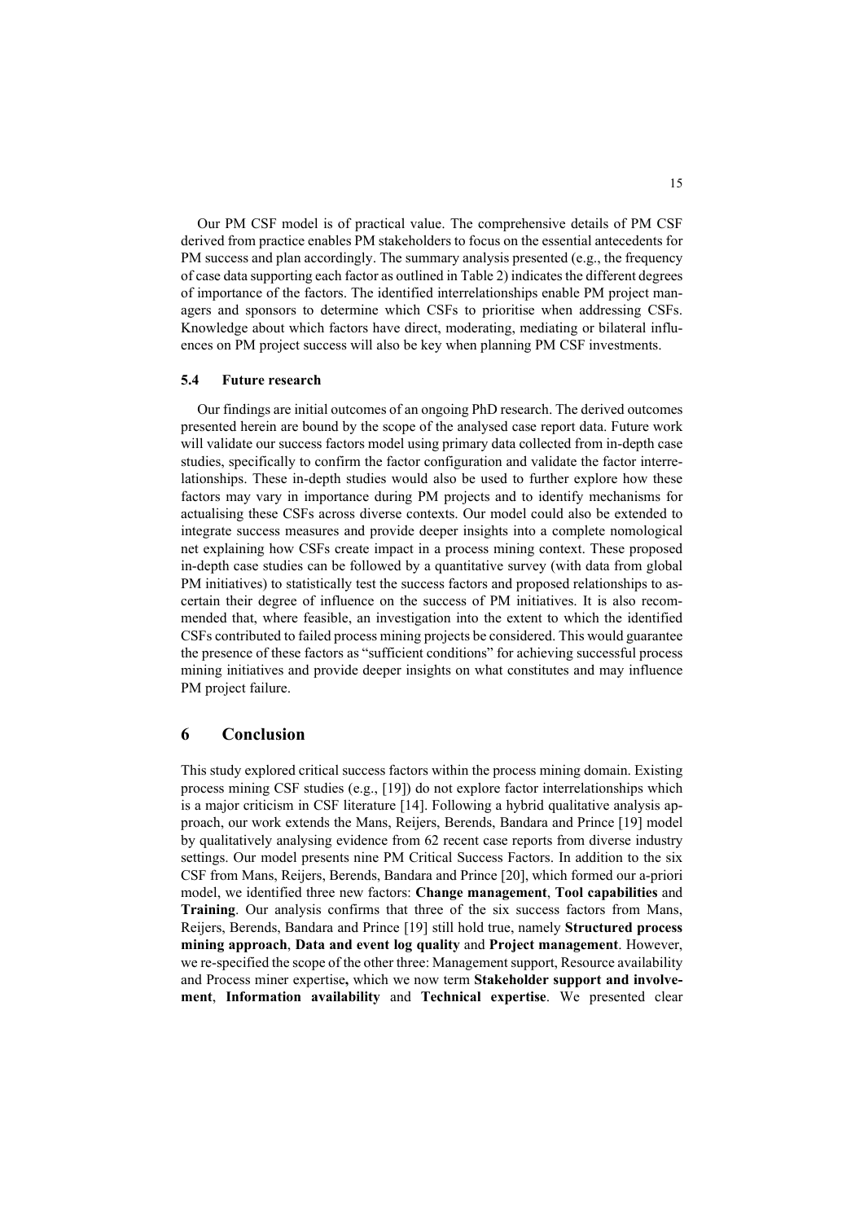Our PM CSF model is of practical value. The comprehensive details of PM CSF derived from practice enables PM stakeholders to focus on the essential antecedents for PM success and plan accordingly. The summary analysis presented (e.g., the frequency of case data supporting each factor as outlined in Table 2) indicates the different degrees of importance of the factors. The identified interrelationships enable PM project managers and sponsors to determine which CSFs to prioritise when addressing CSFs. Knowledge about which factors have direct, moderating, mediating or bilateral influences on PM project success will also be key when planning PM CSF investments.

### 5.4 Future research

Our findings are initial outcomes of an ongoing PhD research. The derived outcomes presented herein are bound by the scope of the analysed case report data. Future work will validate our success factors model using primary data collected from in-depth case studies, specifically to confirm the factor configuration and validate the factor interrelationships. These in-depth studies would also be used to further explore how these factors may vary in importance during PM projects and to identify mechanisms for actualising these CSFs across diverse contexts. Our model could also be extended to integrate success measures and provide deeper insights into a complete nomological net explaining how CSFs create impact in a process mining context. These proposed in-depth case studies can be followed by a quantitative survey (with data from global PM initiatives) to statistically test the success factors and proposed relationships to ascertain their degree of influence on the success of PM initiatives. It is also recommended that, where feasible, an investigation into the extent to which the identified CSFs contributed to failed process mining projects be considered. This would guarantee the presence of these factors as "sufficient conditions" for achieving successful process mining initiatives and provide deeper insights on what constitutes and may influence PM project failure.

## 6 Conclusion

This study explored critical success factors within the process mining domain. Existing process mining CSF studies (e.g., [19]) do not explore factor interrelationships which is a major criticism in CSF literature [14]. Following a hybrid qualitative analysis approach, our work extends the Mans, Reijers, Berends, Bandara and Prince [19] model by qualitatively analysing evidence from 62 recent case reports from diverse industry settings. Our model presents nine PM Critical Success Factors. In addition to the six CSF from Mans, Reijers, Berends, Bandara and Prince [20], which formed our a-priori model, we identified three new factors: **Change management**, **Tool capabilities** and **Training**. Our analysis confirms that three of the six success factors from Mans, Reijers, Berends, Bandara and Prince [19] still hold true, namely **Structured process mining approach**, **Data and event log quality** and **Project management**. However, we re-specified the scope of the other three: Management support, Resource availability and Process miner expertise**,** which we now term **Stakeholder support and involvement**, **Information availability** and **Technical expertise**. We presented clear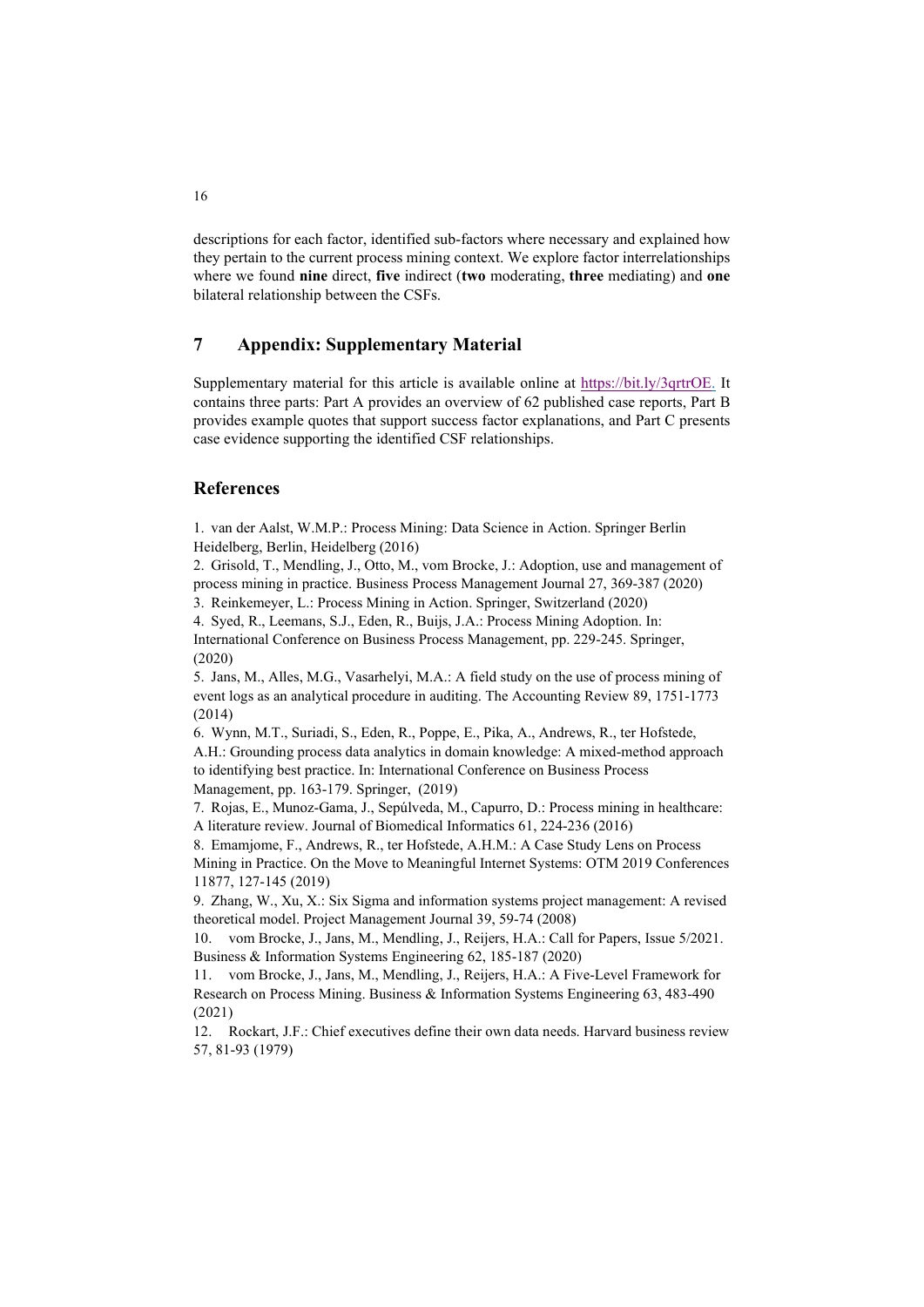descriptions for each factor, identified sub-factors where necessary and explained how they pertain to the current process mining context. We explore factor interrelationships where we found **nine** direct, **five** indirect (**two** moderating, **three** mediating) and **one** bilateral relationship between the CSFs.

## 7 Appendix: Supplementary Material

Supplementary material for this article is available online at https://bit.ly/3qrtrOE. It contains three parts: Part A provides an overview of 62 published case reports, Part B provides example quotes that support success factor explanations, and Part C presents case evidence supporting the identified CSF relationships.

## References

1. van der Aalst, W.M.P.: Process Mining: Data Science in Action. Springer Berlin Heidelberg, Berlin, Heidelberg (2016)
2. Grisold, T., Mendling, J., Otto, M., vom Brocke, J.: Adoption, use and management of process mining in practice. Business Process Management Journal 27, 369-387 (2020)
3. Reinkemeyer, L.: Process Mining in Action. Springer, Switzerland (2020)
4. Syed, R., Leemans, S.J., Eden, R., Buijs, J.A.: Process Mining Adoption. In: International Conference on Business Process Management, pp. 229-245. Springer, (2020)
5. Jans, M., Alles, M.G., Vasarhelyi, M.A.: A field study on the use of process mining of event logs as an analytical procedure in auditing. The Accounting Review 89, 1751-1773 (2014)
6. Wynn, M.T., Suriadi, S., Eden, R., Poppe, E., Pika, A., Andrews, R., ter Hofstede, A.H.: Grounding process data analytics in domain knowledge: A mixed-method approach to identifying best practice. In: International Conference on Business Process Management, pp. 163-179. Springer, (2019)
7. Rojas, E., Munoz-Gama, J., Sepúlveda, M., Capurro, D.: Process mining in healthcare: A literature review. Journal of Biomedical Informatics 61, 224-236 (2016)
8. Emamjome, F., Andrews, R., ter Hofstede, A.H.M.: A Case Study Lens on Process Mining in Practice. On the Move to Meaningful Internet Systems: OTM 2019 Conferences 11877, 127-145 (2019)
9. Zhang, W., Xu, X.: Six Sigma and information systems project management: A revised theoretical model. Project Management Journal 39, 59-74 (2008)
10. vom Brocke, J., Jans, M., Mendling, J., Reijers, H.A.: Call for Papers, Issue 5/2021. Business & Information Systems Engineering 62, 185-187 (2020)
11. vom Brocke, J., Jans, M., Mendling, J., Reijers, H.A.: A Five-Level Framework for Research on Process Mining. Business & Information Systems Engineering 63, 483-490 (2021)
12. Rockart, J.F.: Chief executives define their own data needs. Harvard business review 57, 81-93 (1979)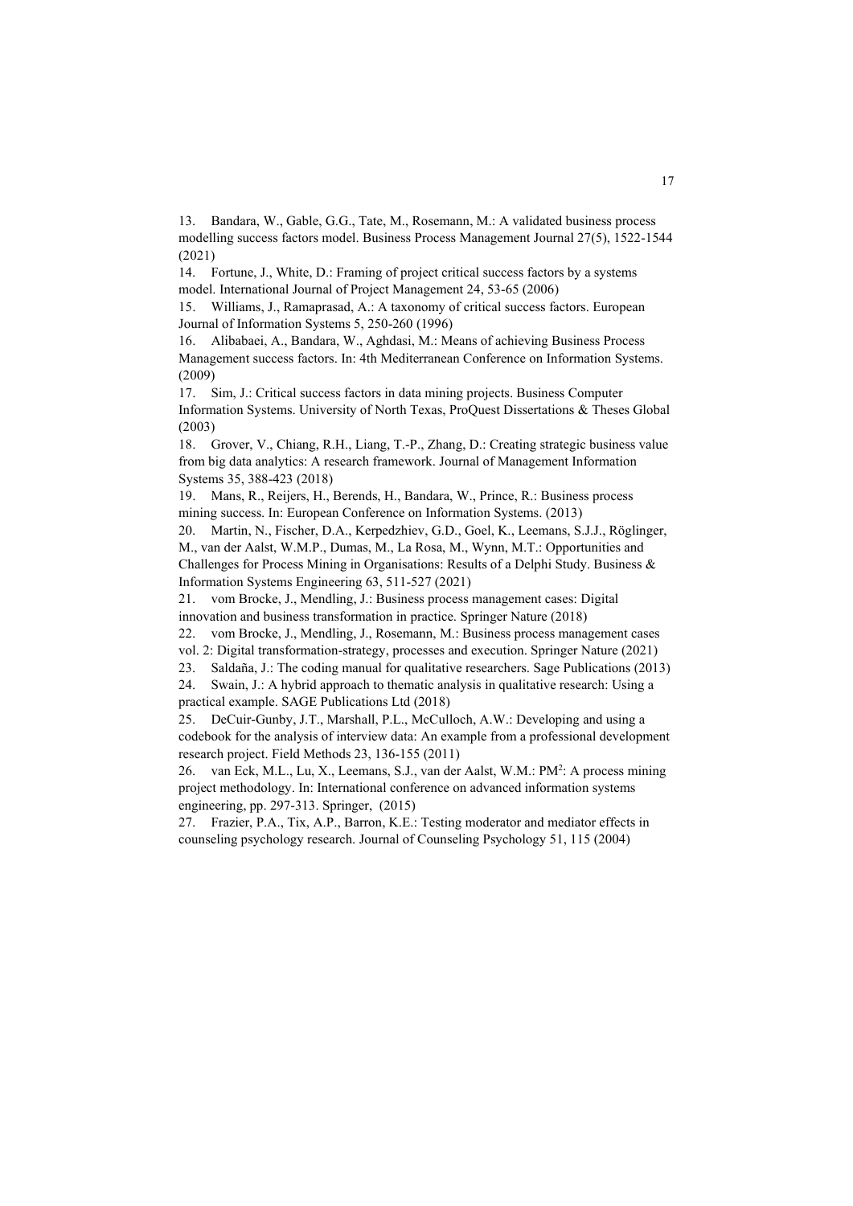13. Bandara, W., Gable, G.G., Tate, M., Rosemann, M.: A validated business process modelling success factors model. Business Process Management Journal 27(5), 1522-1544 (2021)
14. Fortune, J., White, D.: Framing of project critical success factors by a systems model. International Journal of Project Management 24, 53-65 (2006)
15. Williams, J., Ramaprasad, A.: A taxonomy of critical success factors. European Journal of Information Systems 5, 250-260 (1996)
16. Alibabaei, A., Bandara, W., Aghdasi, M.: Means of achieving Business Process Management success factors. In: 4th Mediterranean Conference on Information Systems. (2009)
17. Sim, J.: Critical success factors in data mining projects. Business Computer Information Systems. University of North Texas, ProQuest Dissertations & Theses Global (2003)
18. Grover, V., Chiang, R.H., Liang, T.-P., Zhang, D.: Creating strategic business value from big data analytics: A research framework. Journal of Management Information Systems 35, 388-423 (2018)
19. Mans, R., Reijers, H., Berends, H., Bandara, W., Prince, R.: Business process mining success. In: European Conference on Information Systems. (2013)
20. Martin, N., Fischer, D.A., Kerpedzhiev, G.D., Goel, K., Leemans, S.J.J., Röglinger, M., van der Aalst, W.M.P., Dumas, M., La Rosa, M., Wynn, M.T.: Opportunities and Challenges for Process Mining in Organisations: Results of a Delphi Study. Business & Information Systems Engineering 63, 511-527 (2021)
21. vom Brocke, J., Mendling, J.: Business process management cases: Digital innovation and business transformation in practice. Springer Nature (2018)
22. vom Brocke, J., Mendling, J., Rosemann, M.: Business process management cases vol. 2: Digital transformation-strategy, processes and execution. Springer Nature (2021)
23. Saldaña, J.: The coding manual for qualitative researchers. Sage Publications (2013)
24. Swain, J.: A hybrid approach to thematic analysis in qualitative research: Using a practical example. SAGE Publications Ltd (2018)
25. DeCuir-Gunby, J.T., Marshall, P.L., McCulloch, A.W.: Developing and using a codebook for the analysis of interview data: An example from a professional development research project. Field Methods 23, 136-155 (2011)
26. van Eck, M.L., Lu, X., Leemans, S.J., van der Aalst, W.M.: $PM^2$: A process mining project methodology. In: International conference on advanced information systems engineering, pp. 297-313. Springer, (2015)
27. Frazier, P.A., Tix, A.P., Barron, K.E.: Testing moderator and mediator effects in counseling psychology research. Journal of Counseling Psychology 51, 115 (2004)